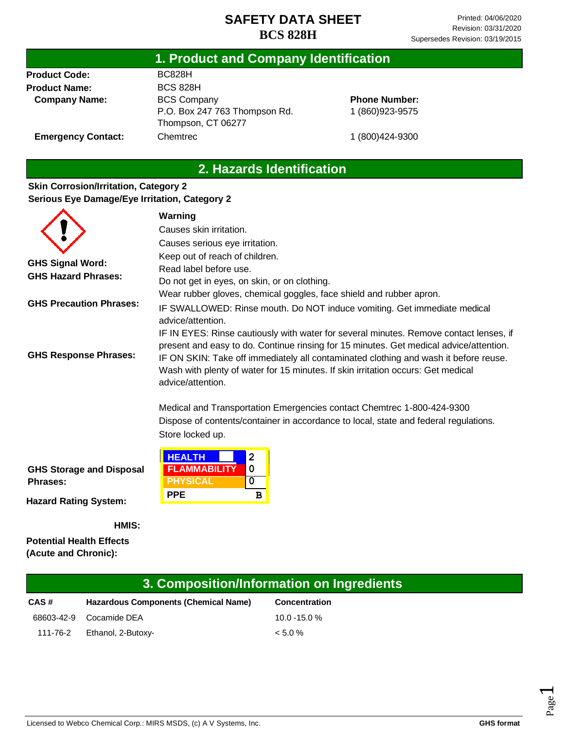# SAFETY DATA SHEET
# BCS 828H

Printed: 04/06/2020
Revision: 03/31/2020
Supersedes Revision: 03/19/2015

## 1. Product and Company Identification

| | | |
|---|---|---|
| **Product Code:** | BC828H | |
| **Product Name:** | BCS 828H | |
| **Company Name:** | BCS Company<br>P.O. Box 247 763 Thompson Rd.<br>Thompson, CT 06277 | **Phone Number:**<br>1 (860)923-9575 |
| **Emergency Contact:** | Chemtrec | 1 (800)424-9300 |

## 2. Hazards Identification

**Skin Corrosion/Irritation, Category 2**
**Serious Eye Damage/Eye Irritation, Category 2**

**GHS Signal Word:** Warning

**GHS Hazard Phrases:**
Causes skin irritation.
Causes serious eye irritation.

**GHS Precaution Phrases:**
Keep out of reach of children.
Read label before use.
Do not get in eyes, on skin, or on clothing.
Wear rubber gloves, chemical goggles, face shield and rubber apron.

**GHS Response Phrases:**
IF SWALLOWED: Rinse mouth. Do NOT induce vomiting. Get immediate medical advice/attention.
IF IN EYES: Rinse cautiously with water for several minutes. Remove contact lenses, if present and easy to do. Continue rinsing for 15 minutes. Get medical advice/attention.
IF ON SKIN: Take off immediately all contaminated clothing and wash it before reuse. Wash with plenty of water for 15 minutes. If skin irritation occurs: Get medical advice/attention.

Medical and Transportation Emergencies contact Chemtrec 1-800-424-9300

**GHS Storage and Disposal Phrases:**
Dispose of contents/container in accordance to local, state and federal regulations.
Store locked up.

**Hazard Rating System:**

**HMIS:**

| | |
|---|---|
| HEALTH | 2 |
| FLAMMABILITY | 0 |
| PHYSICAL | 0 |
| PPE | B |

**Potential Health Effects (Acute and Chronic):**

## 3. Composition/Information on Ingredients

| CAS # | Hazardous Components (Chemical Name) | Concentration |
|---|---|---|
| 68603-42-9 | Cocamide DEA | 10.0 -15.0 % |
| 111-76-2 | Ethanol, 2-Butoxy- | < 5.0 % |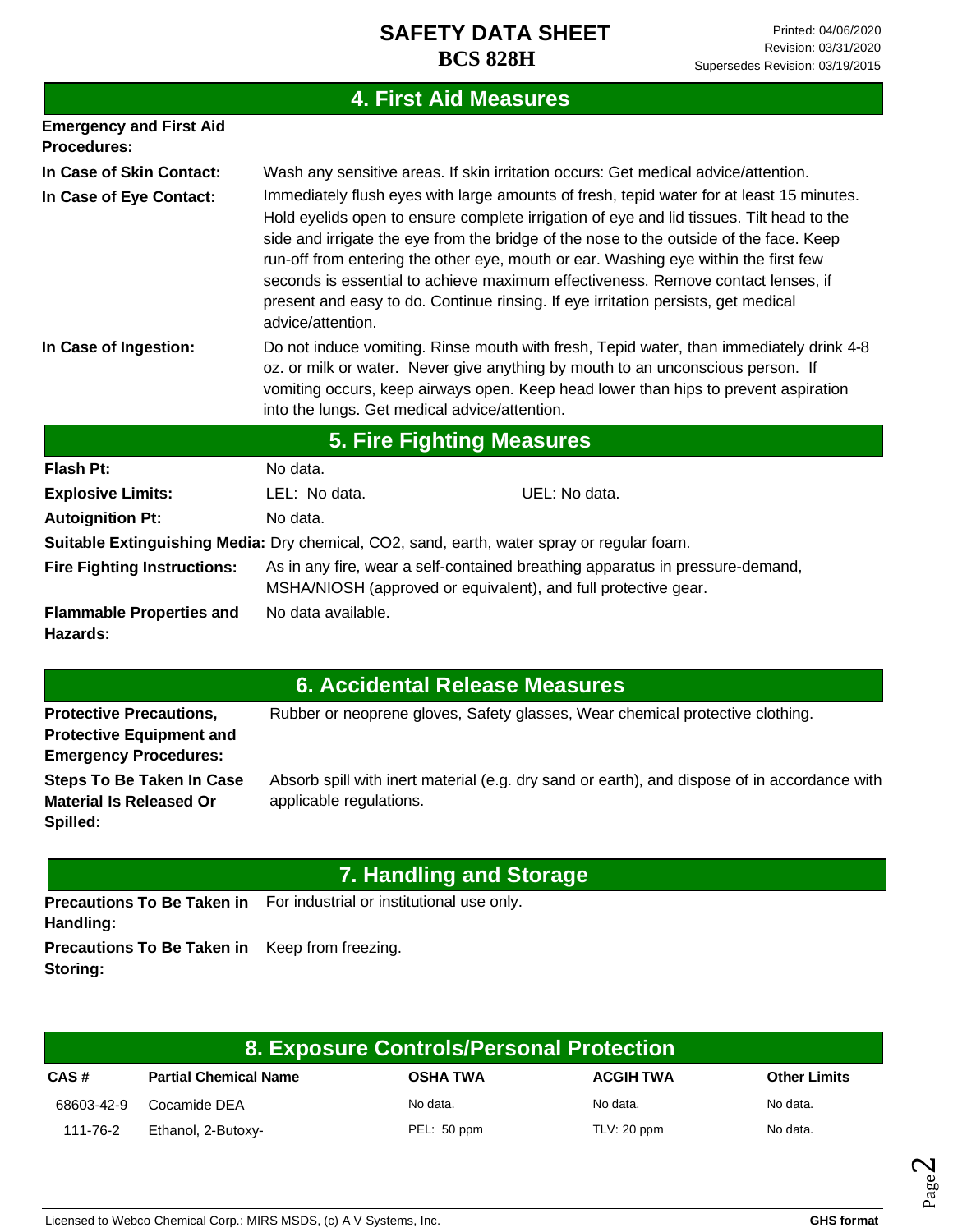## 4. First Aid Measures

**Emergency and First Aid Procedures:**

**In Case of Skin Contact:** Wash any sensitive areas. If skin irritation occurs: Get medical advice/attention.

**In Case of Eye Contact:** Immediately flush eyes with large amounts of fresh, tepid water for at least 15 minutes. Hold eyelids open to ensure complete irrigation of eye and lid tissues. Tilt head to the side and irrigate the eye from the bridge of the nose to the outside of the face. Keep run-off from entering the other eye, mouth or ear. Washing eye within the first few seconds is essential to achieve maximum effectiveness. Remove contact lenses, if present and easy to do. Continue rinsing. If eye irritation persists, get medical advice/attention.

**In Case of Ingestion:** Do not induce vomiting. Rinse mouth with fresh, Tepid water, than immediately drink 4-8 oz. or milk or water. Never give anything by mouth to an unconscious person. If vomiting occurs, keep airways open. Keep head lower than hips to prevent aspiration into the lungs. Get medical advice/attention.

## 5. Fire Fighting Measures

**Flash Pt:** No data.

**Explosive Limits:** LEL: No data. UEL: No data.

**Autoignition Pt:** No data.

**Suitable Extinguishing Media:** Dry chemical, CO2, sand, earth, water spray or regular foam.

**Fire Fighting Instructions:** As in any fire, wear a self-contained breathing apparatus in pressure-demand, MSHA/NIOSH (approved or equivalent), and full protective gear.

**Flammable Properties and Hazards:** No data available.

## 6. Accidental Release Measures

**Protective Precautions, Protective Equipment and Emergency Procedures:** Rubber or neoprene gloves, Safety glasses, Wear chemical protective clothing.

**Steps To Be Taken In Case Material Is Released Or Spilled:** Absorb spill with inert material (e.g. dry sand or earth), and dispose of in accordance with applicable regulations.

## 7. Handling and Storage

**Precautions To Be Taken in Handling:** For industrial or institutional use only.

**Precautions To Be Taken in Storing:** Keep from freezing.

## 8. Exposure Controls/Personal Protection

| CAS # | Partial Chemical Name | OSHA TWA | ACGIH TWA | Other Limits |
|---|---|---|---|---|
| 68603-42-9 | Cocamide DEA | No data. | No data. | No data. |
| 111-76-2 | Ethanol, 2-Butoxy- | PEL: 50 ppm | TLV: 20 ppm | No data. |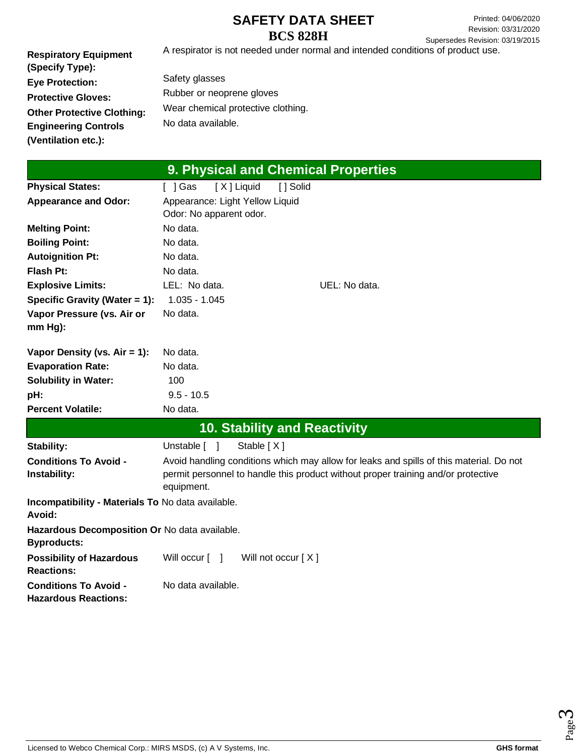| | |
|---|---|
| **Respiratory Equipment (Specify Type):** | A respirator is not needed under normal and intended conditions of product use. |
| **Eye Protection:** | Safety glasses |
| **Protective Gloves:** | Rubber or neoprene gloves |
| **Other Protective Clothing:** | Wear chemical protective clothing. |
| **Engineering Controls (Ventilation etc.):** | No data available. |

## 9. Physical and Chemical Properties

| | | |
|---|---|---|
| **Physical States:** | [ ] Gas [ X ] Liquid [ ] Solid | |
| **Appearance and Odor:** | Appearance: Light Yellow Liquid<br>Odor: No apparent odor. | |
| **Melting Point:** | No data. | |
| **Boiling Point:** | No data. | |
| **Autoignition Pt:** | No data. | |
| **Flash Pt:** | No data. | |
| **Explosive Limits:** | LEL: No data. | UEL: No data. |
| **Specific Gravity (Water = 1):** | 1.035 - 1.045 | |
| **Vapor Pressure (vs. Air or mm Hg):** | No data. | |
| **Vapor Density (vs. Air = 1):** | No data. | |
| **Evaporation Rate:** | No data. | |
| **Solubility in Water:** | 100 | |
| **pH:** | 9.5 - 10.5 | |
| **Percent Volatile:** | No data. | |

## 10. Stability and Reactivity

| | |
|---|---|
| **Stability:** | Unstable [ ] Stable [ X ] |
| **Conditions To Avoid - Instability:** | Avoid handling conditions which may allow for leaks and spills of this material. Do not permit personnel to handle this product without proper training and/or protective equipment. |
| **Incompatibility - Materials To Avoid:** | No data available. |
| **Hazardous Decomposition Or Byproducts:** | No data available. |
| **Possibility of Hazardous Reactions:** | Will occur [ ] Will not occur [ X ] |
| **Conditions To Avoid - Hazardous Reactions:** | No data available. |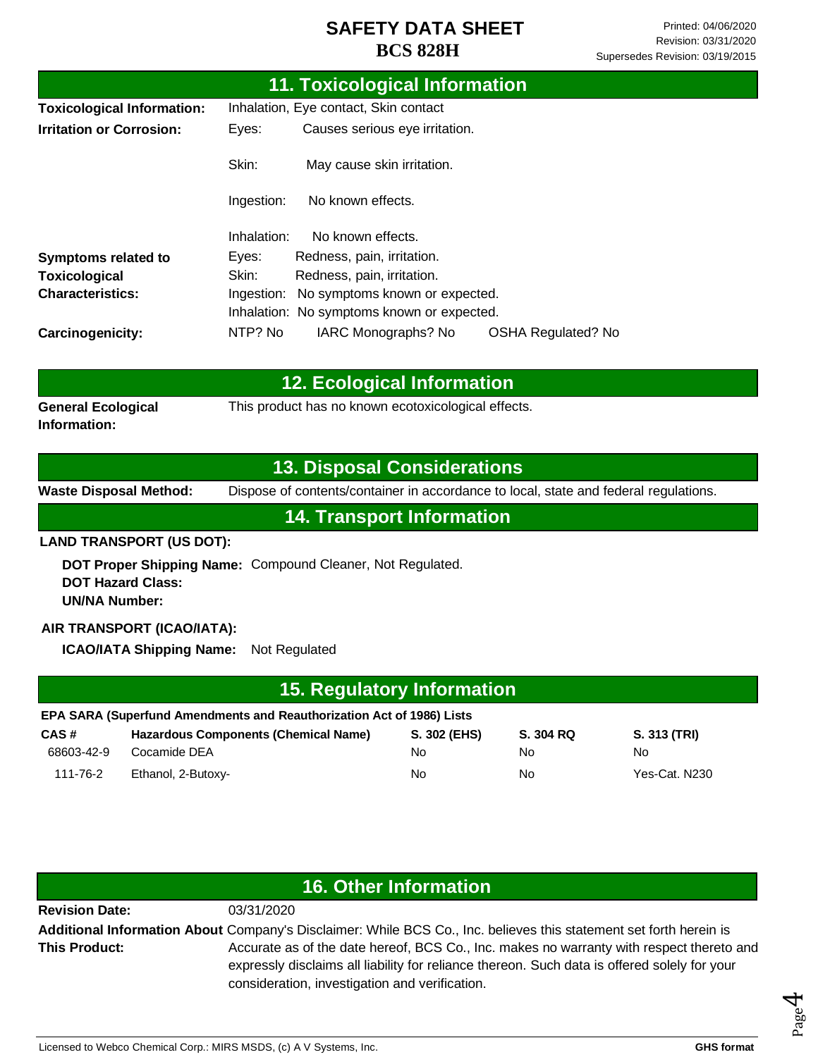## 11. Toxicological Information

**Toxicological Information:** Inhalation, Eye contact, Skin contact

**Irritation or Corrosion:**

- Eyes: Causes serious eye irritation.
- Skin: May cause skin irritation.
- Ingestion: No known effects.
- Inhalation: No known effects.

**Symptoms related to Toxicological Characteristics:**

- Eyes: Redness, pain, irritation.
- Skin: Redness, pain, irritation.
- Ingestion: No symptoms known or expected.
- Inhalation: No symptoms known or expected.

**Carcinogenicity:** NTP? No IARC Monographs? No OSHA Regulated? No

## 12. Ecological Information

**General Ecological Information:** This product has no known ecotoxicological effects.

## 13. Disposal Considerations

**Waste Disposal Method:** Dispose of contents/container in accordance to local, state and federal regulations.

## 14. Transport Information

**LAND TRANSPORT (US DOT):**

**DOT Proper Shipping Name:** Compound Cleaner, Not Regulated.
**DOT Hazard Class:**
**UN/NA Number:**

**AIR TRANSPORT (ICAO/IATA):**

**ICAO/IATA Shipping Name:** Not Regulated

## 15. Regulatory Information

**EPA SARA (Superfund Amendments and Reauthorization Act of 1986) Lists**

| CAS # | Hazardous Components (Chemical Name) | S. 302 (EHS) | S. 304 RQ | S. 313 (TRI) |
|---|---|---|---|---|
| 68603-42-9 | Cocamide DEA | No | No | No |
| 111-76-2 | Ethanol, 2-Butoxy- | No | No | Yes-Cat. N230 |

## 16. Other Information

**Revision Date:** 03/31/2020

**Additional Information About This Product:** Company's Disclaimer: While BCS Co., Inc. believes this statement set forth herein is Accurate as of the date hereof, BCS Co., Inc. makes no warranty with respect thereto and expressly disclaims all liability for reliance thereon. Such data is offered solely for your consideration, investigation and verification.